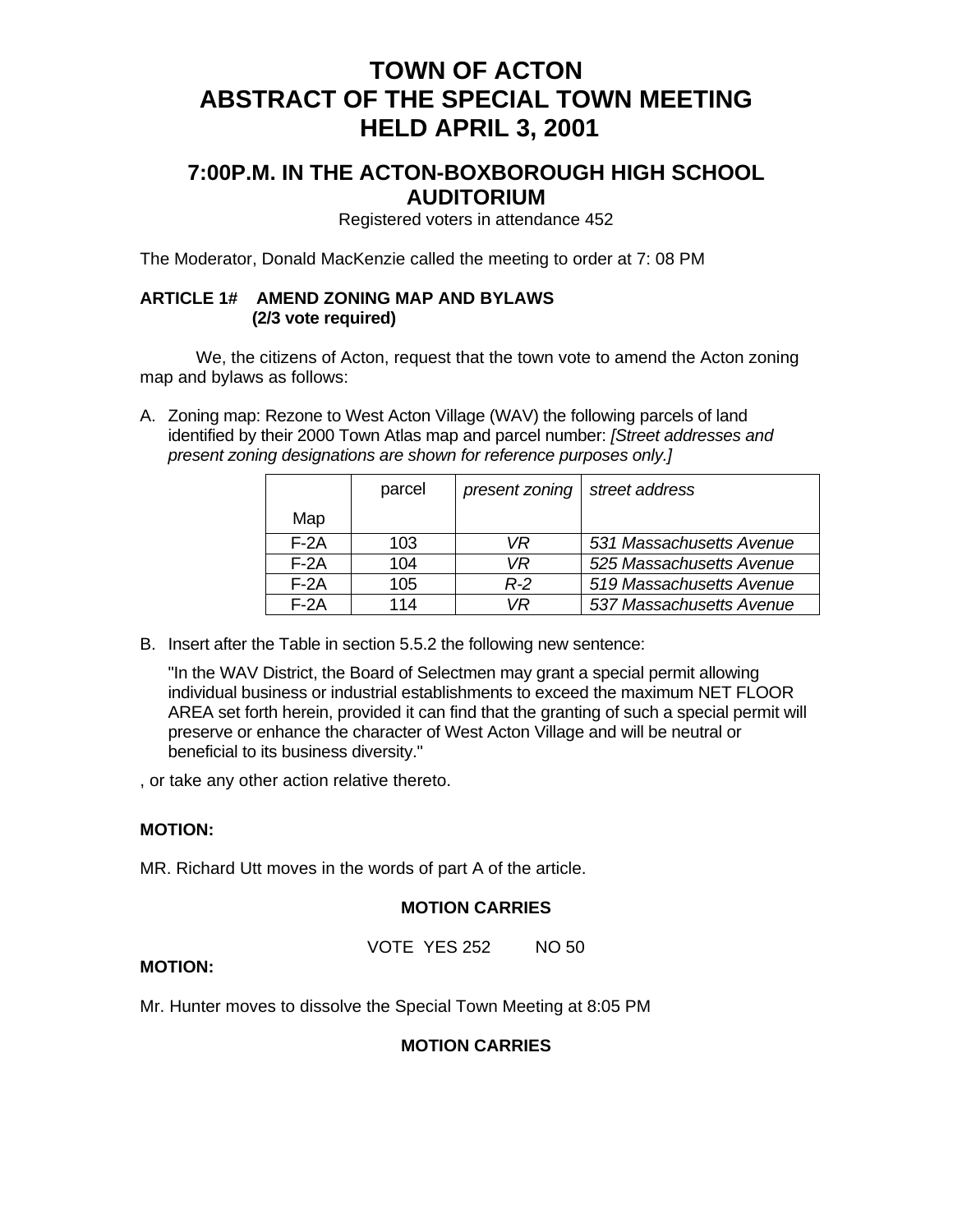# TOWN OF ACTON
# ABSTRACT OF THE SPECIAL TOWN MEETING
# HELD APRIL 3, 2001

## 7:00P.M. IN THE ACTON-BOXBOROUGH HIGH SCHOOL AUDITORIUM

Registered voters in attendance 452

The Moderator, Donald MacKenzie called the meeting to order at 7: 08 PM

**ARTICLE 1# AMEND ZONING MAP AND BYLAWS**
**(2/3 vote required)**

We, the citizens of Acton, request that the town vote to amend the Acton zoning map and bylaws as follows:

A. Zoning map: Rezone to West Acton Village (WAV) the following parcels of land identified by their 2000 Town Atlas map and parcel number: *[Street addresses and present zoning designations are shown for reference purposes only.]*

| Map | parcel | *present zoning* | *street address* |
|---|---|---|---|
| F-2A | 103 | *VR* | *531 Massachusetts Avenue* |
| F-2A | 104 | *VR* | *525 Massachusetts Avenue* |
| F-2A | 105 | *R-2* | *519 Massachusetts Avenue* |
| F-2A | 114 | *VR* | *537 Massachusetts Avenue* |

B. Insert after the Table in section 5.5.2 the following new sentence:

"In the WAV District, the Board of Selectmen may grant a special permit allowing individual business or industrial establishments to exceed the maximum NET FLOOR AREA set forth herein, provided it can find that the granting of such a special permit will preserve or enhance the character of West Acton Village and will be neutral or beneficial to its business diversity."

, or take any other action relative thereto.

**MOTION:**

MR. Richard Utt moves in the words of part A of the article.

**MOTION CARRIES**

VOTE YES 252 NO 50

**MOTION:**

Mr. Hunter moves to dissolve the Special Town Meeting at 8:05 PM

**MOTION CARRIES**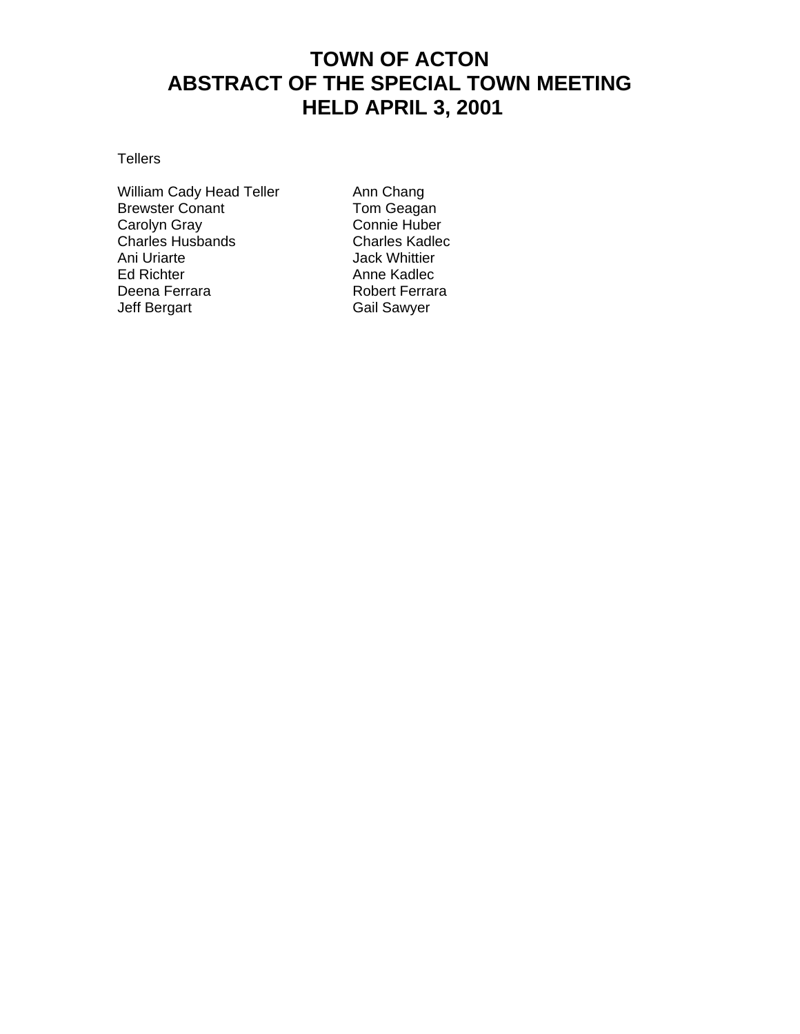# TOWN OF ACTON
# ABSTRACT OF THE SPECIAL TOWN MEETING
# HELD APRIL 3, 2001

Tellers

| | |
|---|---|
| William Cady Head Teller | Ann Chang |
| Brewster Conant | Tom Geagan |
| Carolyn Gray | Connie Huber |
| Charles Husbands | Charles Kadlec |
| Ani Uriarte | Jack Whittier |
| Ed Richter | Anne Kadlec |
| Deena Ferrara | Robert Ferrara |
| Jeff Bergart | Gail Sawyer |